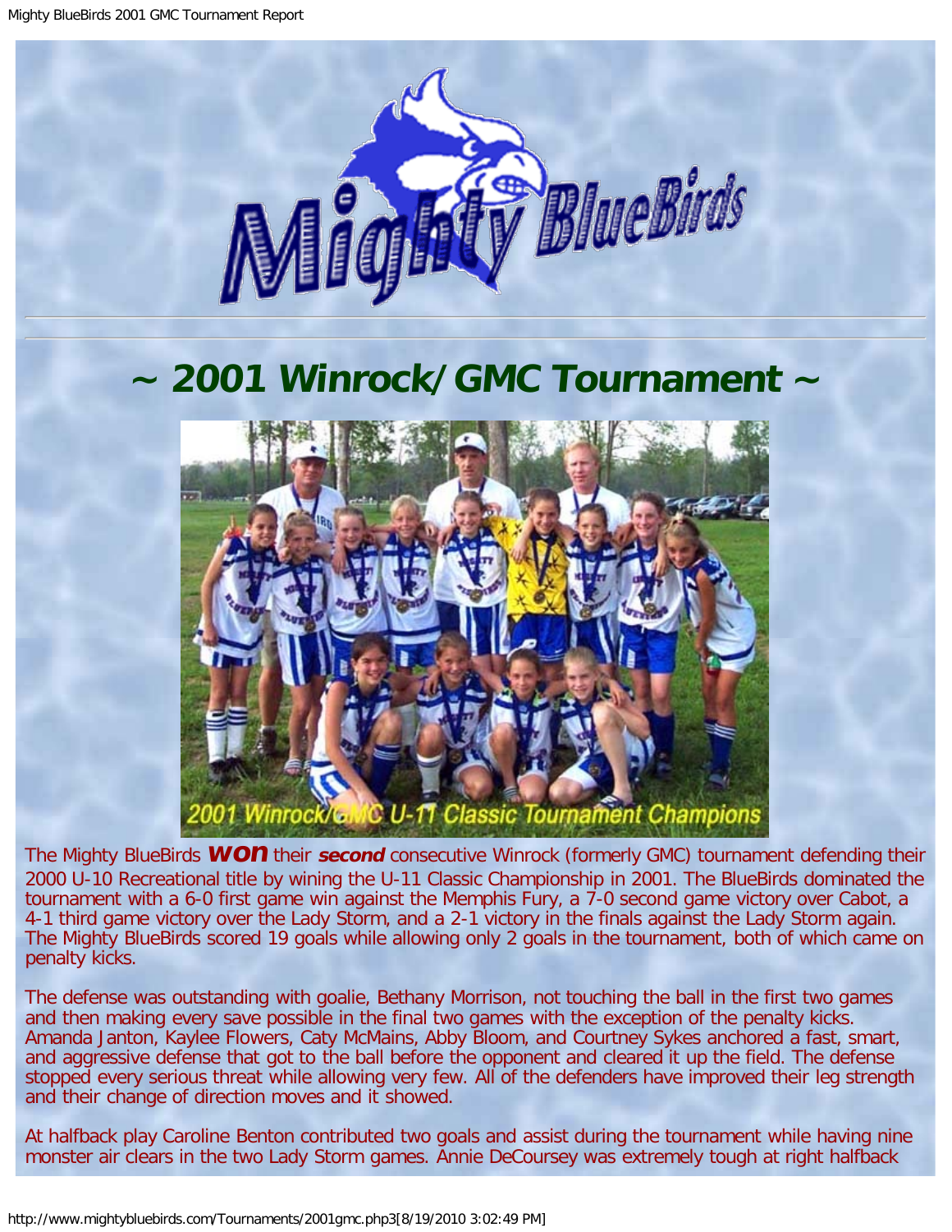# ~ 2001 Winrock/GMC Tournament ~

2001 Winrock/GMC U-11 Classic Tournament Champions

The Mighty BlueBirds ***won*** their ***second*** consecutive Winrock (formerly GMC) tournament defending their 2000 U-10 Recreational title by wining the U-11 Classic Championship in 2001. The BlueBirds dominated the tournament with a 6-0 first game win against the Memphis Fury, a 7-0 second game victory over Cabot, a 4-1 third game victory over the Lady Storm, and a 2-1 victory in the finals against the Lady Storm again. The Mighty BlueBirds scored 19 goals while allowing only 2 goals in the tournament, both of which came on penalty kicks.

The defense was outstanding with goalie, Bethany Morrison, not touching the ball in the first two games and then making every save possible in the final two games with the exception of the penalty kicks. Amanda Janton, Kaylee Flowers, Caty McMains, Abby Bloom, and Courtney Sykes anchored a fast, smart, and aggressive defense that got to the ball before the opponent and cleared it up the field. The defense stopped every serious threat while allowing very few. All of the defenders have improved their leg strength and their change of direction moves and it showed.

At halfback play Caroline Benton contributed two goals and assist during the tournament while having nine monster air clears in the two Lady Storm games. Annie DeCoursey was extremely tough at right halfback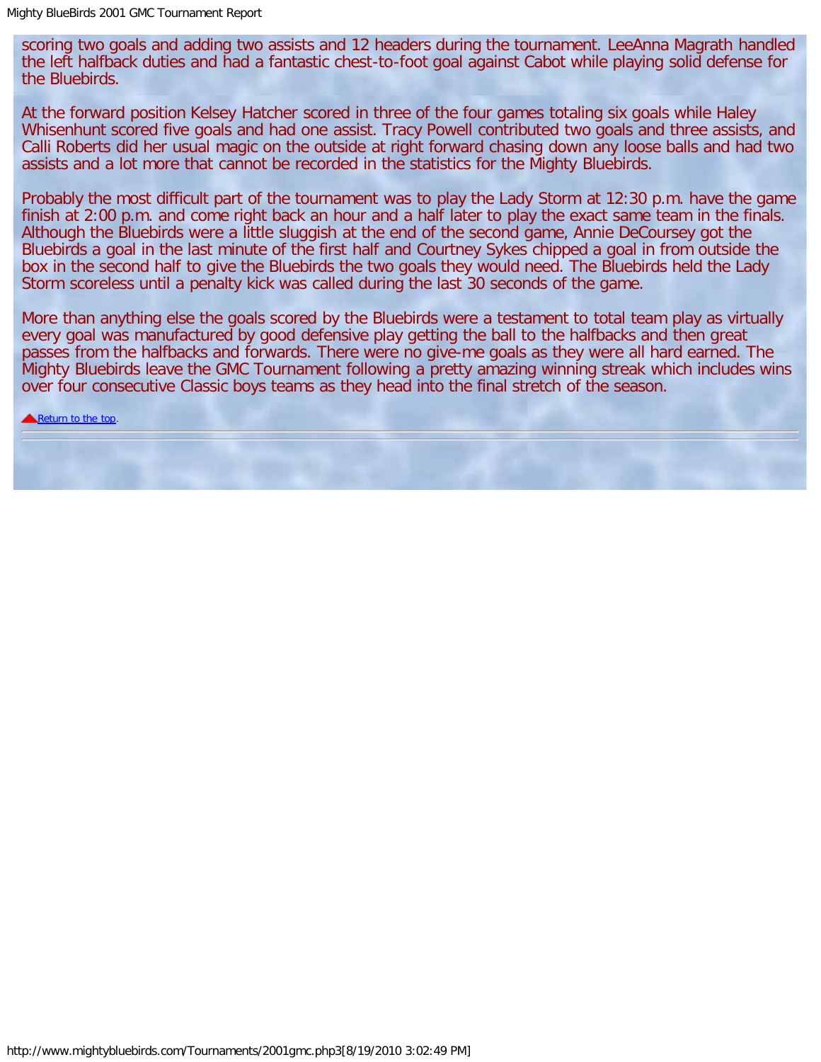scoring two goals and adding two assists and 12 headers during the tournament. LeeAnna Magrath handled the left halfback duties and had a fantastic chest-to-foot goal against Cabot while playing solid defense for the Bluebirds.

At the forward position Kelsey Hatcher scored in three of the four games totaling six goals while Haley Whisenhunt scored five goals and had one assist. Tracy Powell contributed two goals and three assists, and Calli Roberts did her usual magic on the outside at right forward chasing down any loose balls and had two assists and a lot more that cannot be recorded in the statistics for the Mighty Bluebirds.

Probably the most difficult part of the tournament was to play the Lady Storm at 12:30 p.m. have the game finish at 2:00 p.m. and come right back an hour and a half later to play the exact same team in the finals. Although the Bluebirds were a little sluggish at the end of the second game, Annie DeCoursey got the Bluebirds a goal in the last minute of the first half and Courtney Sykes chipped a goal in from outside the box in the second half to give the Bluebirds the two goals they would need. The Bluebirds held the Lady Storm scoreless until a penalty kick was called during the last 30 seconds of the game.

More than anything else the goals scored by the Bluebirds were a testament to total team play as virtually every goal was manufactured by good defensive play getting the ball to the halfbacks and then great passes from the halfbacks and forwards. There were no give-me goals as they were all hard earned. The Mighty Bluebirds leave the GMC Tournament following a pretty amazing winning streak which includes wins over four consecutive Classic boys teams as they head into the final stretch of the season.

Return to the top.

---